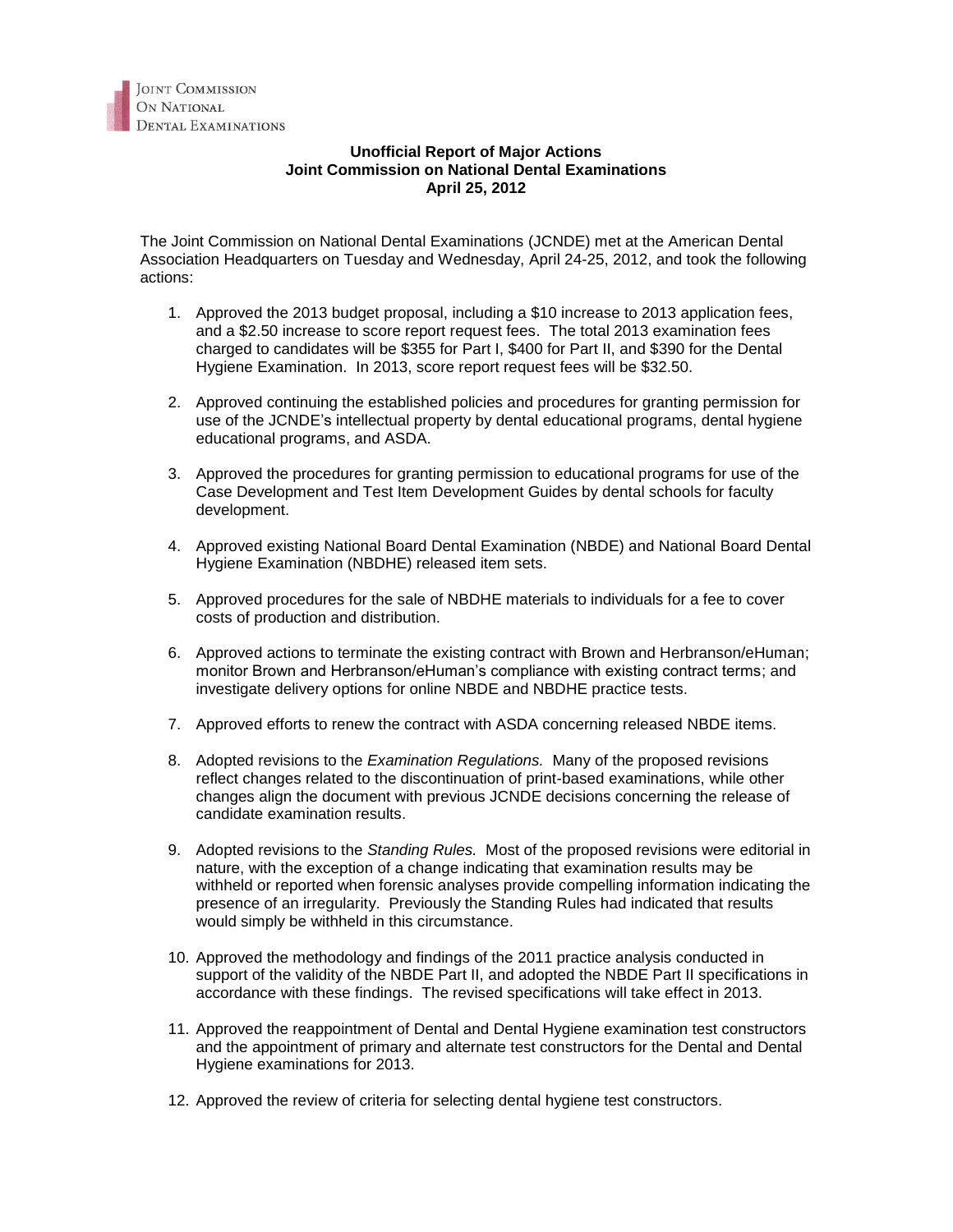JOINT COMMISSION ON NATIONAL DENTAL EXAMINATIONS

**Unofficial Report of Major Actions**
**Joint Commission on National Dental Examinations**
**April 25, 2012**

The Joint Commission on National Dental Examinations (JCNDE) met at the American Dental Association Headquarters on Tuesday and Wednesday, April 24-25, 2012, and took the following actions:

1. Approved the 2013 budget proposal, including a $10 increase to 2013 application fees, and a $2.50 increase to score report request fees. The total 2013 examination fees charged to candidates will be $355 for Part I, $400 for Part II, and $390 for the Dental Hygiene Examination. In 2013, score report request fees will be $32.50.

2. Approved continuing the established policies and procedures for granting permission for use of the JCNDE's intellectual property by dental educational programs, dental hygiene educational programs, and ASDA.

3. Approved the procedures for granting permission to educational programs for use of the Case Development and Test Item Development Guides by dental schools for faculty development.

4. Approved existing National Board Dental Examination (NBDE) and National Board Dental Hygiene Examination (NBDHE) released item sets.

5. Approved procedures for the sale of NBDHE materials to individuals for a fee to cover costs of production and distribution.

6. Approved actions to terminate the existing contract with Brown and Herbranson/eHuman; monitor Brown and Herbranson/eHuman's compliance with existing contract terms; and investigate delivery options for online NBDE and NBDHE practice tests.

7. Approved efforts to renew the contract with ASDA concerning released NBDE items.

8. Adopted revisions to the *Examination Regulations.* Many of the proposed revisions reflect changes related to the discontinuation of print-based examinations, while other changes align the document with previous JCNDE decisions concerning the release of candidate examination results.

9. Adopted revisions to the *Standing Rules.* Most of the proposed revisions were editorial in nature, with the exception of a change indicating that examination results may be withheld or reported when forensic analyses provide compelling information indicating the presence of an irregularity. Previously the Standing Rules had indicated that results would simply be withheld in this circumstance.

10. Approved the methodology and findings of the 2011 practice analysis conducted in support of the validity of the NBDE Part II, and adopted the NBDE Part II specifications in accordance with these findings. The revised specifications will take effect in 2013.

11. Approved the reappointment of Dental and Dental Hygiene examination test constructors and the appointment of primary and alternate test constructors for the Dental and Dental Hygiene examinations for 2013.

12. Approved the review of criteria for selecting dental hygiene test constructors.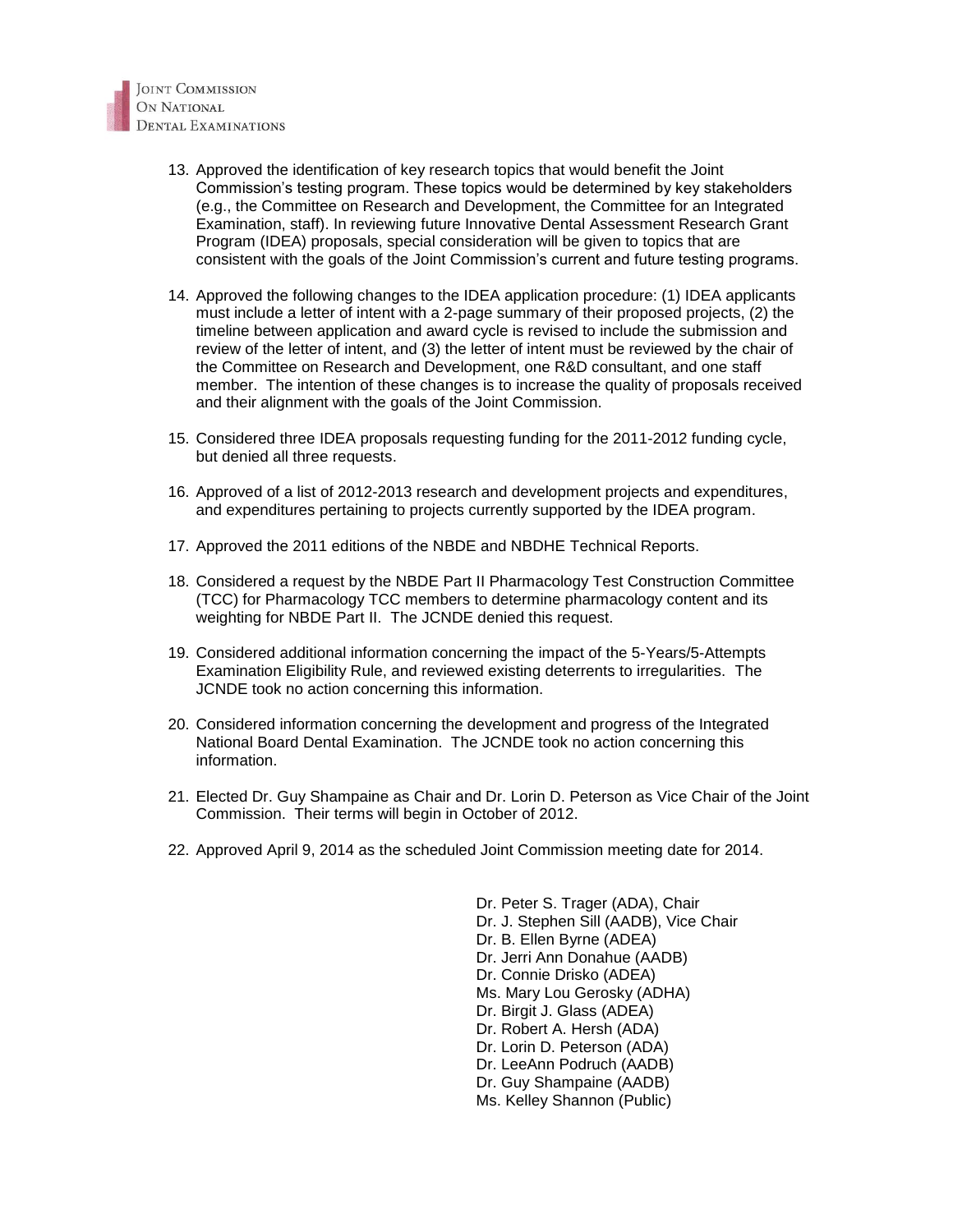13. Approved the identification of key research topics that would benefit the Joint Commission's testing program. These topics would be determined by key stakeholders (e.g., the Committee on Research and Development, the Committee for an Integrated Examination, staff). In reviewing future Innovative Dental Assessment Research Grant Program (IDEA) proposals, special consideration will be given to topics that are consistent with the goals of the Joint Commission's current and future testing programs.

14. Approved the following changes to the IDEA application procedure: (1) IDEA applicants must include a letter of intent with a 2-page summary of their proposed projects, (2) the timeline between application and award cycle is revised to include the submission and review of the letter of intent, and (3) the letter of intent must be reviewed by the chair of the Committee on Research and Development, one R&D consultant, and one staff member. The intention of these changes is to increase the quality of proposals received and their alignment with the goals of the Joint Commission.

15. Considered three IDEA proposals requesting funding for the 2011-2012 funding cycle, but denied all three requests.

16. Approved of a list of 2012-2013 research and development projects and expenditures, and expenditures pertaining to projects currently supported by the IDEA program.

17. Approved the 2011 editions of the NBDE and NBDHE Technical Reports.

18. Considered a request by the NBDE Part II Pharmacology Test Construction Committee (TCC) for Pharmacology TCC members to determine pharmacology content and its weighting for NBDE Part II. The JCNDE denied this request.

19. Considered additional information concerning the impact of the 5-Years/5-Attempts Examination Eligibility Rule, and reviewed existing deterrents to irregularities. The JCNDE took no action concerning this information.

20. Considered information concerning the development and progress of the Integrated National Board Dental Examination. The JCNDE took no action concerning this information.

21. Elected Dr. Guy Shampaine as Chair and Dr. Lorin D. Peterson as Vice Chair of the Joint Commission. Their terms will begin in October of 2012.

22. Approved April 9, 2014 as the scheduled Joint Commission meeting date for 2014.

Dr. Peter S. Trager (ADA), Chair
Dr. J. Stephen Sill (AADB), Vice Chair
Dr. B. Ellen Byrne (ADEA)
Dr. Jerri Ann Donahue (AADB)
Dr. Connie Drisko (ADEA)
Ms. Mary Lou Gerosky (ADHA)
Dr. Birgit J. Glass (ADEA)
Dr. Robert A. Hersh (ADA)
Dr. Lorin D. Peterson (ADA)
Dr. LeeAnn Podruch (AADB)
Dr. Guy Shampaine (AADB)
Ms. Kelley Shannon (Public)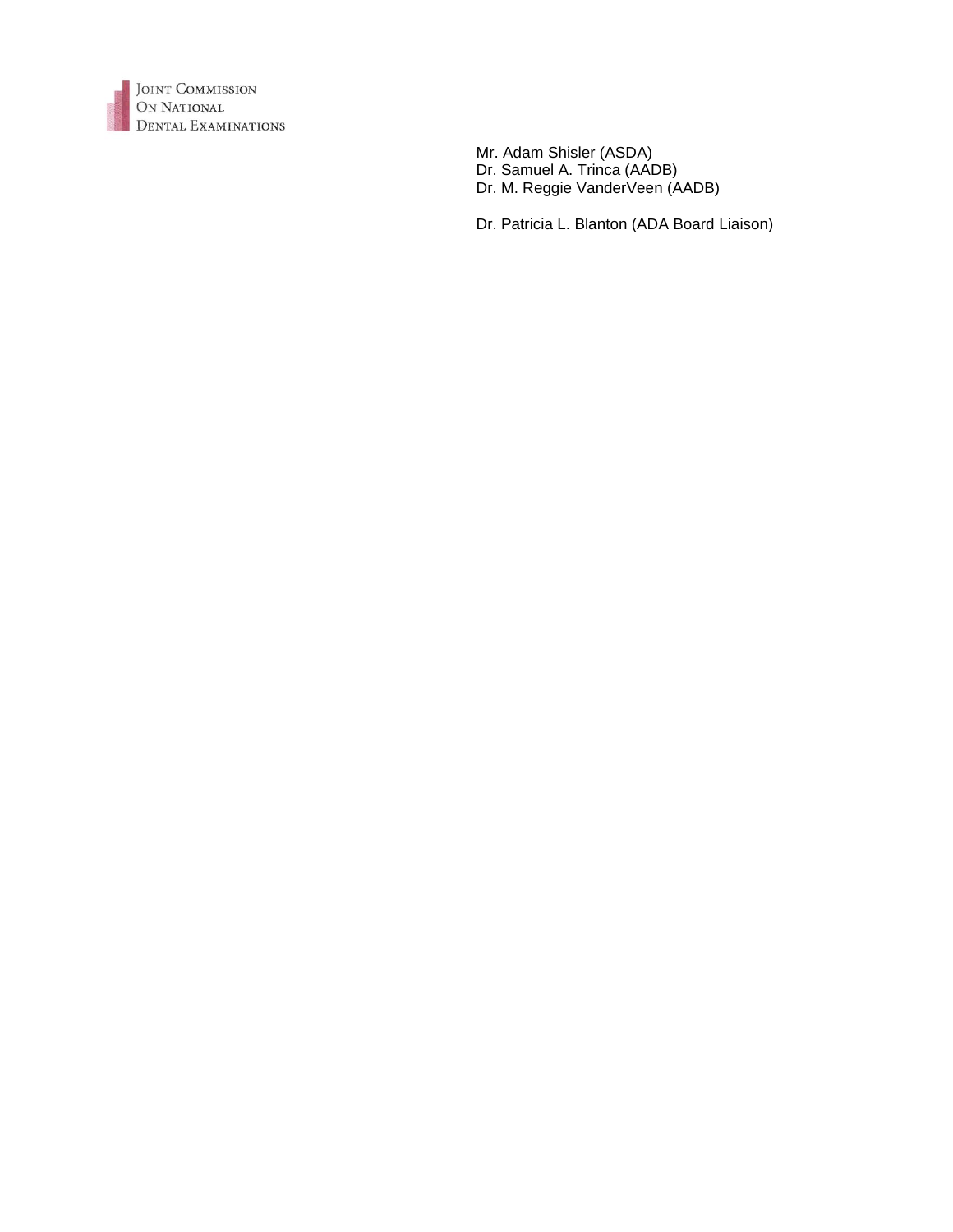Joint Commission
On National
Dental Examinations

Mr. Adam Shisler (ASDA)
Dr. Samuel A. Trinca (AADB)
Dr. M. Reggie VanderVeen (AADB)

Dr. Patricia L. Blanton (ADA Board Liaison)